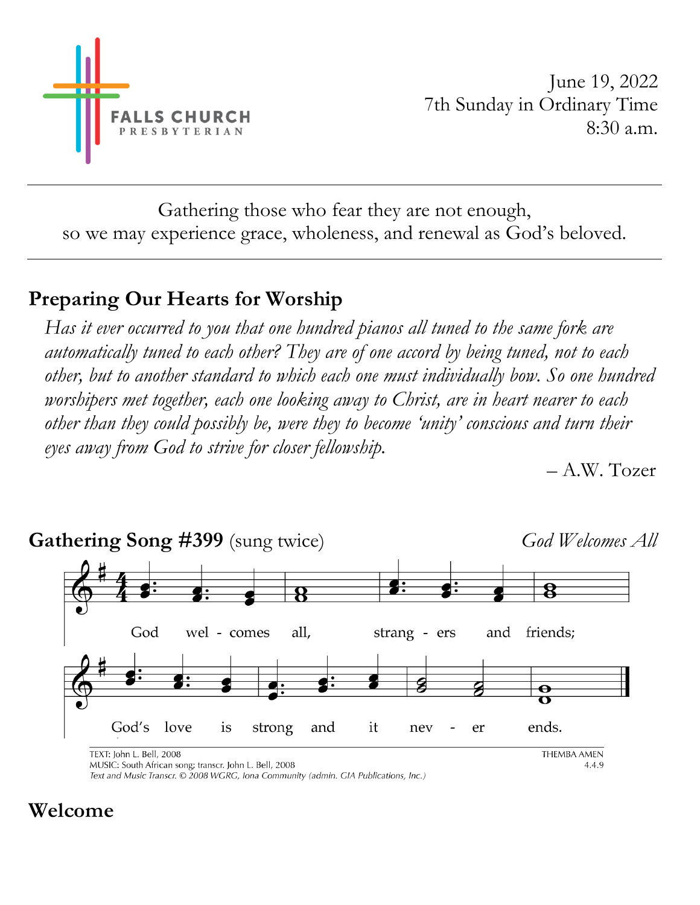FALLS CHURCH PRESBYTERIAN

June 19, 2022
7th Sunday in Ordinary Time
8:30 a.m.

---

Gathering those who fear they are not enough,
so we may experience grace, wholeness, and renewal as God's beloved.

---

## Preparing Our Hearts for Worship

*Has it ever occurred to you that one hundred pianos all tuned to the same fork are automatically tuned to each other? They are of one accord by being tuned, not to each other, but to another standard to which each one must individually bow. So one hundred worshipers met together, each one looking away to Christ, are in heart nearer to each other than they could possibly be, were they to become 'unity' conscious and turn their eyes away from God to strive for closer fellowship.*

– A.W. Tozer

## Gathering Song #399 (sung twice) *God Welcomes All*

God welcomes all, strangers and friends;
God's love is strong and it never ends.

TEXT: John L. Bell, 2008
MUSIC: South African song; transcr. John L. Bell, 2008
*Text and Music Transcr. © 2008 WGRG, Iona Community (admin. GIA Publications, Inc.)*
THEMBA AMEN
4.4.9

## Welcome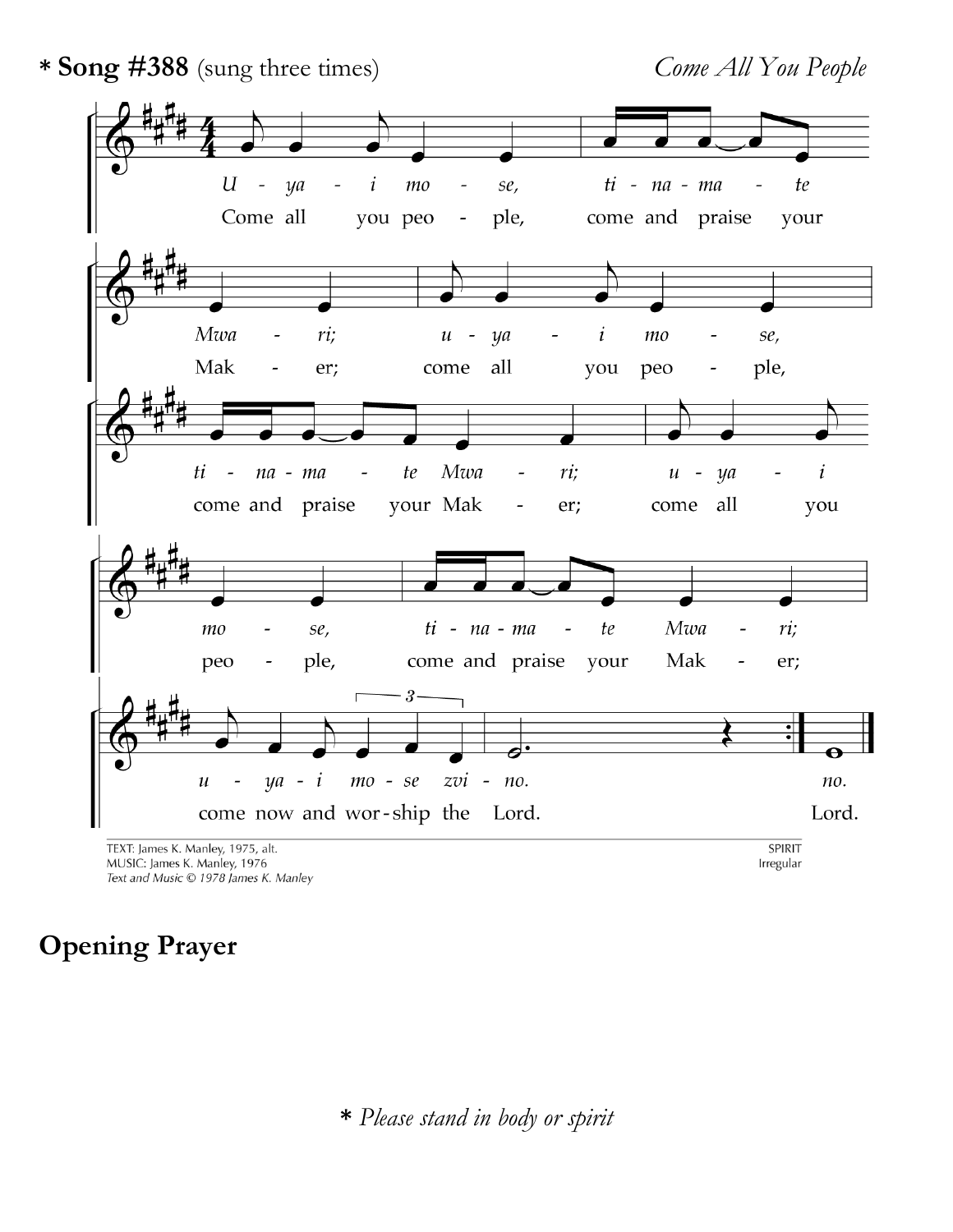\* **Song #388** (sung three times) *Come All You People*

*U - ya - i mo - se, ti - na - ma - te Mwa - ri; u - ya - i mo - se, ti - na - ma - te Mwa - ri; u - ya - i mo - se, ti - na - ma - te Mwa - ri; u - ya - i mo - se zvi - no. no.*

Come all you peo - ple, come and praise your Mak - er; come all you peo - ple, come and praise your Mak - er; come all you peo - ple, come and praise your Mak - er; come now and wor - ship the Lord. Lord.

TEXT: James K. Manley, 1975, alt.
MUSIC: James K. Manley, 1976
*Text and Music © 1978 James K. Manley*

SPIRIT
Irregular

## Opening Prayer

\* *Please stand in body or spirit*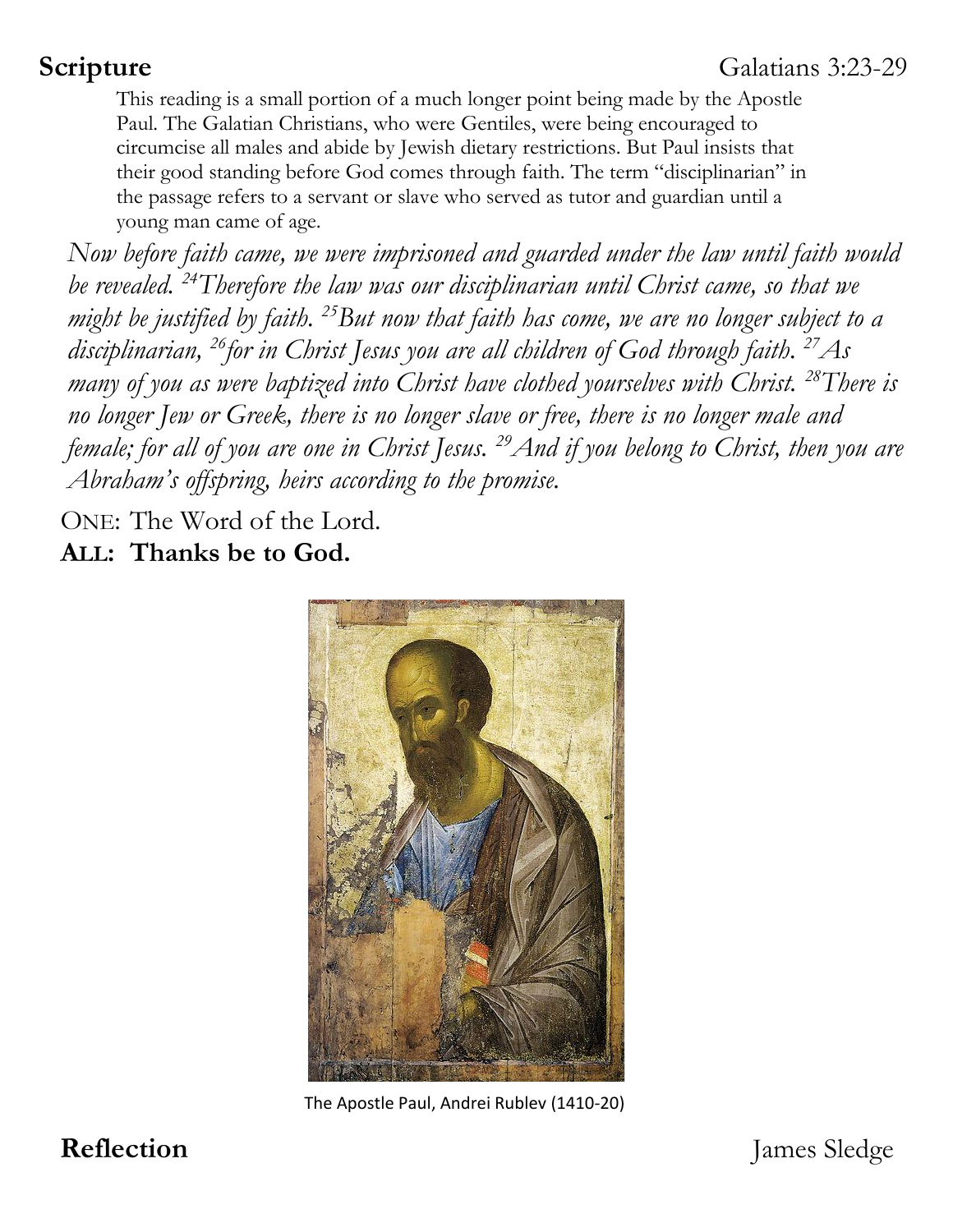## Scripture

Galatians 3:23-29

This reading is a small portion of a much longer point being made by the Apostle Paul. The Galatian Christians, who were Gentiles, were being encouraged to circumcise all males and abide by Jewish dietary restrictions. But Paul insists that their good standing before God comes through faith. The term "disciplinarian" in the passage refers to a servant or slave who served as tutor and guardian until a young man came of age.

*Now before faith came, we were imprisoned and guarded under the law until faith would be revealed. [24]Therefore the law was our disciplinarian until Christ came, so that we might be justified by faith. [25]But now that faith has come, we are no longer subject to a disciplinarian, [26]for in Christ Jesus you are all children of God through faith. [27]As many of you as were baptized into Christ have clothed yourselves with Christ. [28]There is no longer Jew or Greek, there is no longer slave or free, there is no longer male and female; for all of you are one in Christ Jesus. [29]And if you belong to Christ, then you are Abraham's offspring, heirs according to the promise.*

ONE: The Word of the Lord.
**ALL: Thanks be to God.**

The Apostle Paul, Andrei Rublev (1410-20)

## Reflection

James Sledge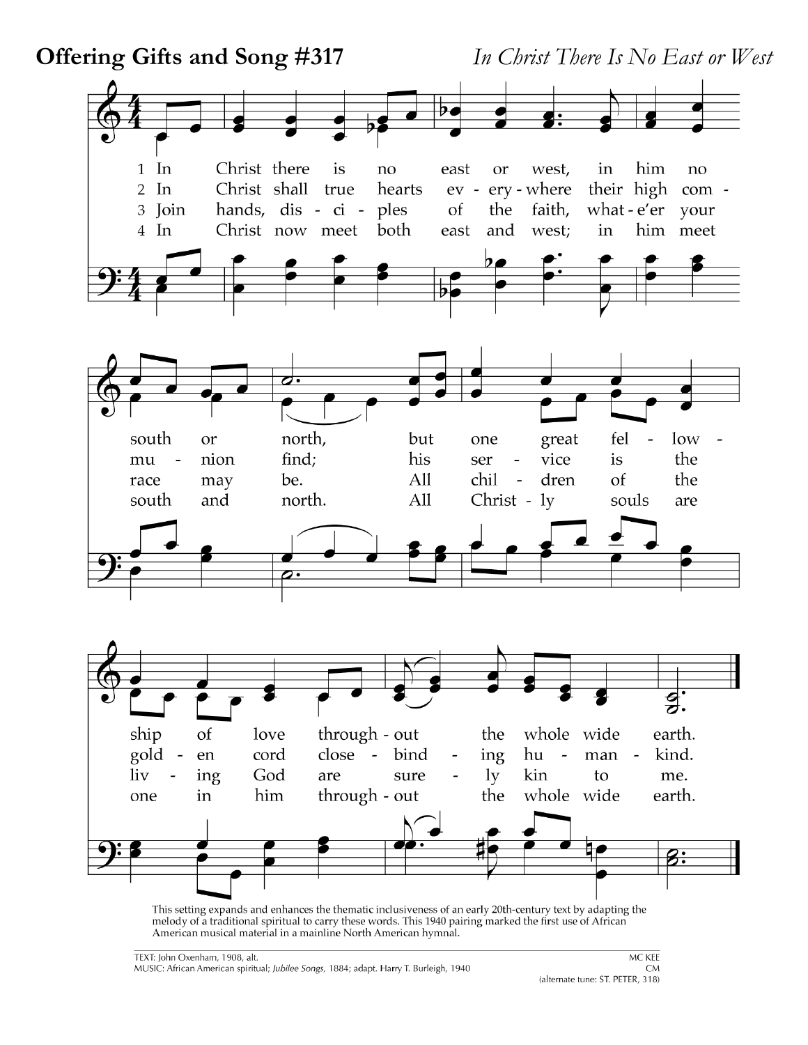**Offering Gifts and Song #317** *In Christ There Is No East or West*

1 In Christ there is no east or west, in him no south or north, but one great fellowship of love throughout the whole wide earth.

2 In Christ shall true hearts everywhere their high communion find; his service is the golden cord close-binding humankind.

3 Join hands, disciples of the faith, whate'er your race may be. All children of the living God are surely kin to me.

4 In Christ now meet both east and west; in him meet south and north. All Christly souls are one in him throughout the whole wide earth.

This setting expands and enhances the thematic inclusiveness of an early 20th-century text by adapting the melody of a traditional spiritual to carry these words. This 1940 pairing marked the first use of African American musical material in a mainline North American hymnal.

TEXT: John Oxenham, 1908, alt.
MUSIC: African American spiritual; *Jubilee Songs*, 1884; adapt. Harry T. Burleigh, 1940

MC KEE
CM
(alternate tune: ST. PETER, 318)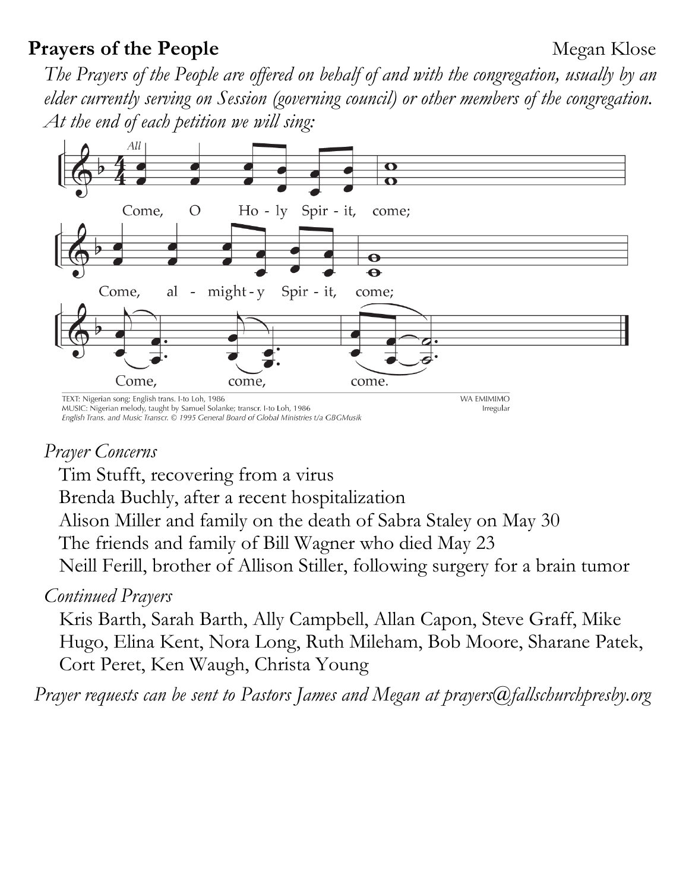**Prayers of the People** Megan Klose

*The Prayers of the People are offered on behalf of and with the congregation, usually by an elder currently serving on Session (governing council) or other members of the congregation. At the end of each petition we will sing:*

All

Come, O Holy Spirit, come;
Come, almighty Spirit, come;
Come, come, come.

TEXT: Nigerian song; English trans. I-to Loh, 1986
MUSIC: Nigerian melody, taught by Samuel Solanke; transcr. I-to Loh, 1986
*English Trans. and Music Transcr. © 1995 General Board of Global Ministries t/a GBGMusik*

WA EMIMIMO
Irregular

*Prayer Concerns*

Tim Stufft, recovering from a virus
Brenda Buchly, after a recent hospitalization
Alison Miller and family on the death of Sabra Staley on May 30
The friends and family of Bill Wagner who died May 23
Neill Ferill, brother of Allison Stiller, following surgery for a brain tumor

*Continued Prayers*

Kris Barth, Sarah Barth, Ally Campbell, Allan Capon, Steve Graff, Mike Hugo, Elina Kent, Nora Long, Ruth Mileham, Bob Moore, Sharane Patek, Cort Peret, Ken Waugh, Christa Young

*Prayer requests can be sent to Pastors James and Megan at prayers@fallschurchpresby.org*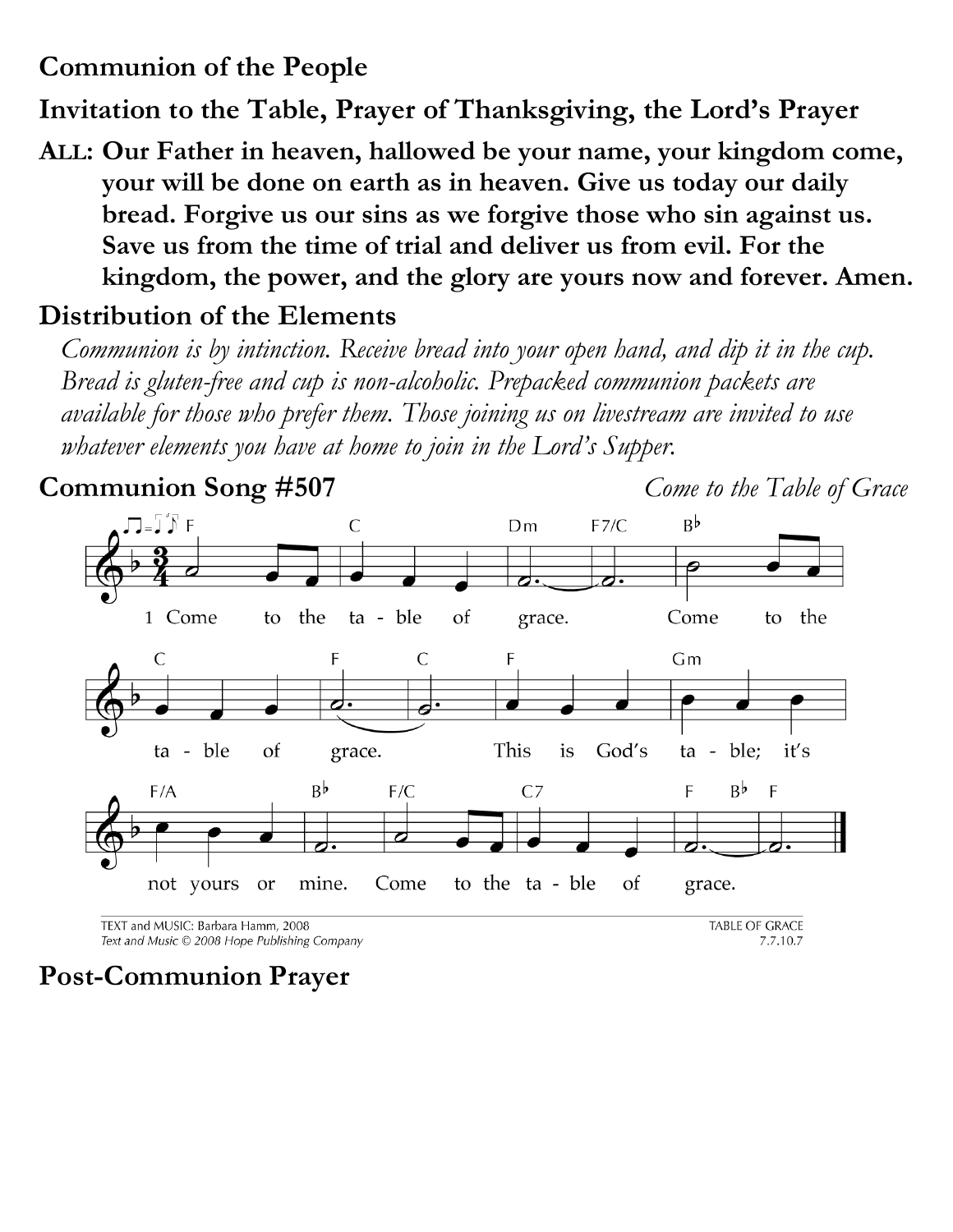## Communion of the People

## Invitation to the Table, Prayer of Thanksgiving, the Lord's Prayer

**ALL: Our Father in heaven, hallowed be your name, your kingdom come, your will be done on earth as in heaven. Give us today our daily bread. Forgive us our sins as we forgive those who sin against us. Save us from the time of trial and deliver us from evil. For the kingdom, the power, and the glory are yours now and forever. Amen.**

## Distribution of the Elements

*Communion is by intinction. Receive bread into your open hand, and dip it in the cup. Bread is gluten-free and cup is non-alcoholic. Prepacked communion packets are available for those who prefer them. Those joining us on livestream are invited to use whatever elements you have at home to join in the Lord's Supper.*

## Communion Song #507

*Come to the Table of Grace*

1 Come to the table of grace. Come to the table of grace. This is God's table; it's not yours or mine. Come to the table of grace.

TEXT and MUSIC: Barbara Hamm, 2008
*Text and Music © 2008 Hope Publishing Company*

TABLE OF GRACE
7.7.10.7

## Post-Communion Prayer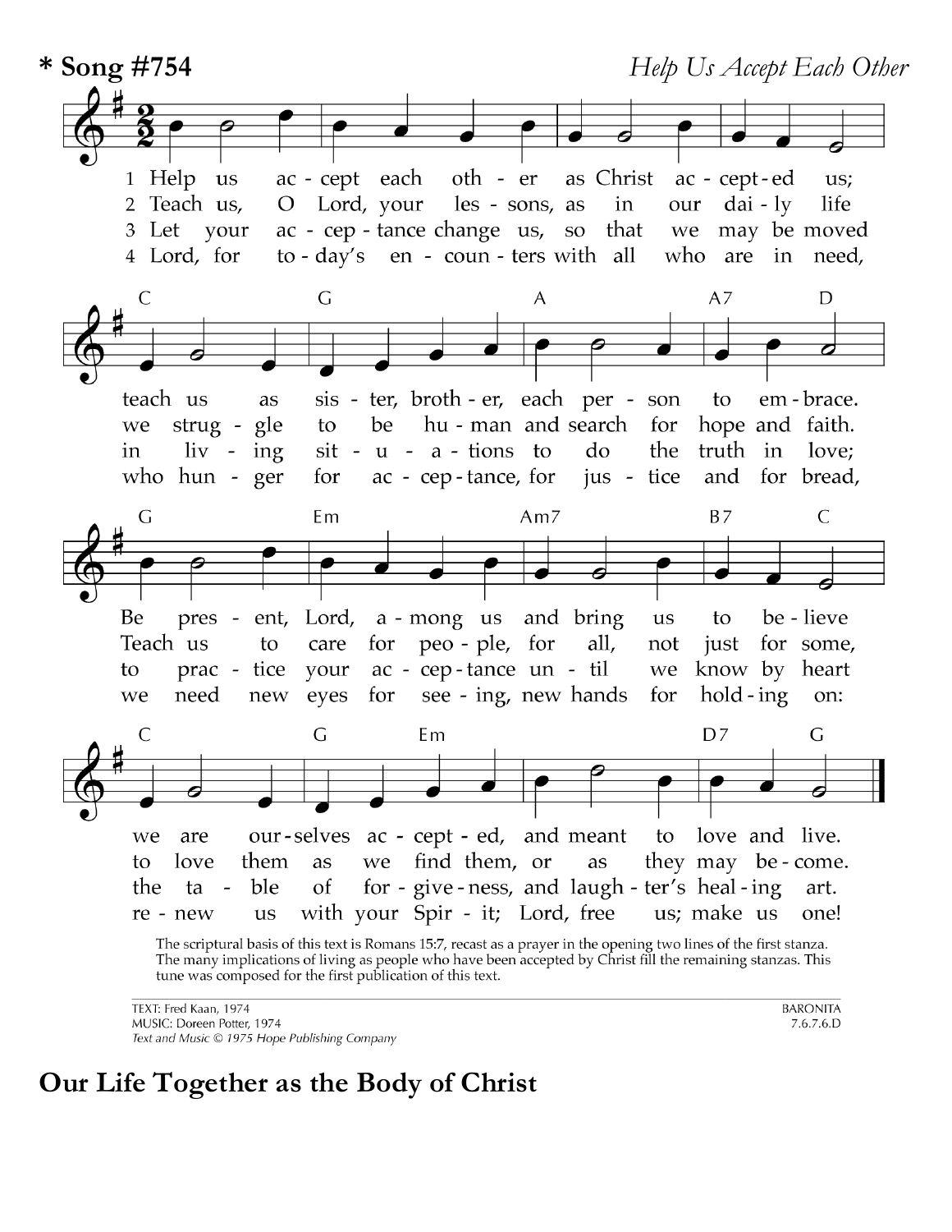**\* Song #754** *Help Us Accept Each Other*

1 Help us accept each other as Christ accepted us;
teach us as sister, brother, each person to embrace.
Be present, Lord, among us and bring us to believe
we are ourselves accepted, and meant to love and live.

2 Teach us, O Lord, your lessons, as in our daily life
we struggle to be human and search for hope and faith.
Teach us to care for people, for all, not just for some,
to love them as we find them, or as they may become.

3 Let your acceptance change us, so that we may be moved
in living situations to do the truth in love;
to practice your acceptance until we know by heart
the table of forgiveness, and laughter's healing art.

4 Lord, for today's encounters with all who are in need,
who hunger for acceptance, for justice and for bread,
we need new eyes for seeing, new hands for holding on:
renew us with your Spirit; Lord, free us; make us one!

The scriptural basis of this text is Romans 15:7, recast as a prayer in the opening two lines of the first stanza. The many implications of living as people who have been accepted by Christ fill the remaining stanzas. This tune was composed for the first publication of this text.

TEXT: Fred Kaan, 1974
MUSIC: Doreen Potter, 1974
*Text and Music © 1975 Hope Publishing Company*

BARONITA
7.6.7.6.D

## Our Life Together as the Body of Christ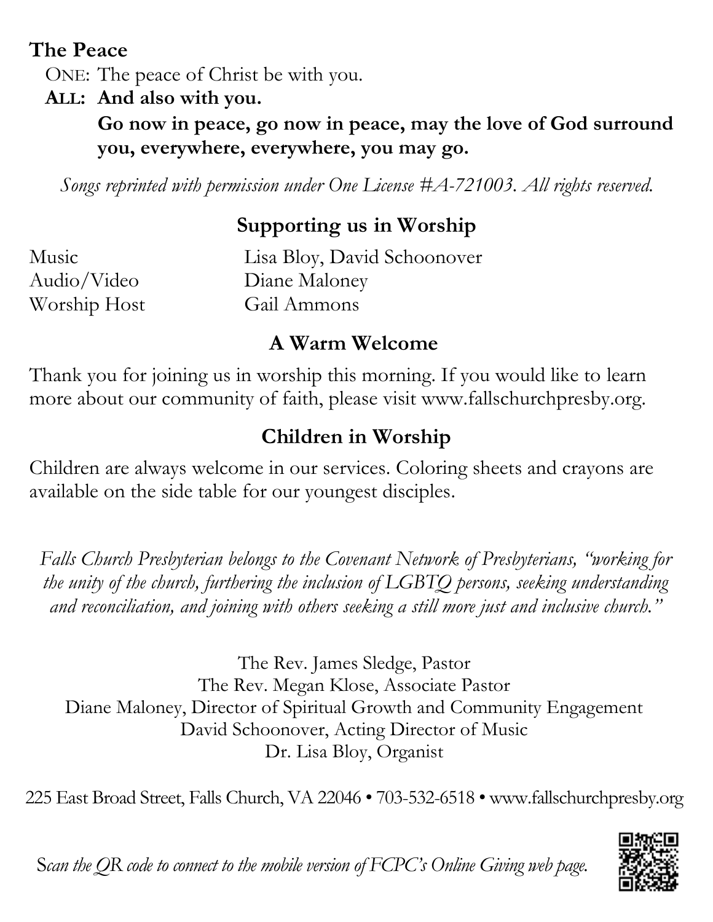**The Peace**

ONE: The peace of Christ be with you.

**ALL: And also with you.**

**Go now in peace, go now in peace, may the love of God surround you, everywhere, everywhere, you may go.**

*Songs reprinted with permission under One License #A-721003. All rights reserved.*

## Supporting us in Worship

| | |
|---|---|
| Music | Lisa Bloy, David Schoonover |
| Audio/Video | Diane Maloney |
| Worship Host | Gail Ammons |

## A Warm Welcome

Thank you for joining us in worship this morning. If you would like to learn more about our community of faith, please visit www.fallschurchpresby.org.

## Children in Worship

Children are always welcome in our services. Coloring sheets and crayons are available on the side table for our youngest disciples.

*Falls Church Presbyterian belongs to the Covenant Network of Presbyterians, "working for the unity of the church, furthering the inclusion of LGBTQ persons, seeking understanding and reconciliation, and joining with others seeking a still more just and inclusive church."*

The Rev. James Sledge, Pastor
The Rev. Megan Klose, Associate Pastor
Diane Maloney, Director of Spiritual Growth and Community Engagement
David Schoonover, Acting Director of Music
Dr. Lisa Bloy, Organist

225 East Broad Street, Falls Church, VA 22046 • 703-532-6518 • www.fallschurchpresby.org

*Scan the QR code to connect to the mobile version of FCPC's Online Giving web page.*